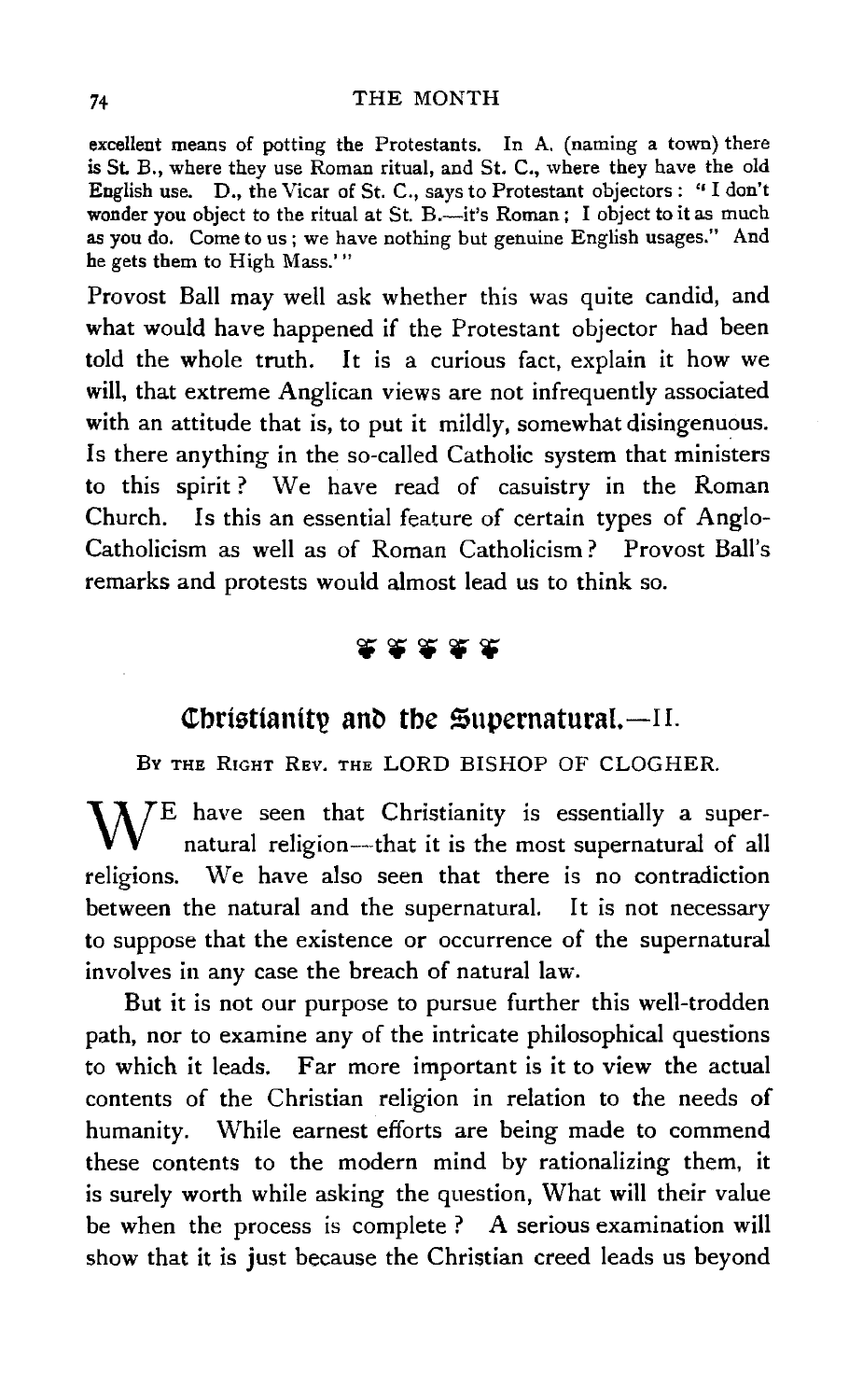excellent means of potting the Protestants. In A. (naming a town) there is St. B., where they use Roman ritual, and St. C., where they have the old English use. D., the Vicar of St. C., says to Protestant objectors: "I don't wonder you object to the ritual at St. B.—it's Roman; I object to it as much as you do. Come to us; we have nothing but genuine English usages." And he gets them to High Mass.'"

Provost Ball may well ask whether this was quite candid, and what would have happened if the Protestant objector had been told the whole truth. It is a curious fact, explain it how we will, that extreme Anglican views are not infrequently associated with an attitude that is, to put it mildly, somewhat disingenuous. Is there anything in the so-called Catholic system that ministers to this spirit? We have read of casuistry in the Roman Church. Is this an essential feature of certain types of Anglo-Catholicism as well as of Roman Catholicism? Provost Ball's remarks and protests would almost lead us to think so.

❦ ❦ ❦ ❦ ❦

## Christianity and the Supernatural.—II.

BY THE RIGHT REV. THE LORD BISHOP OF CLOGHER.

WE have seen that Christianity is essentially a supernatural religion—that it is the most supernatural of all religions. We have also seen that there is no contradiction between the natural and the supernatural. It is not necessary to suppose that the existence or occurrence of the supernatural involves in any case the breach of natural law.

But it is not our purpose to pursue further this well-trodden path, nor to examine any of the intricate philosophical questions to which it leads. Far more important is it to view the actual contents of the Christian religion in relation to the needs of humanity. While earnest efforts are being made to commend these contents to the modern mind by rationalizing them, it is surely worth while asking the question, What will their value be when the process is complete? A serious examination will show that it is just because the Christian creed leads us beyond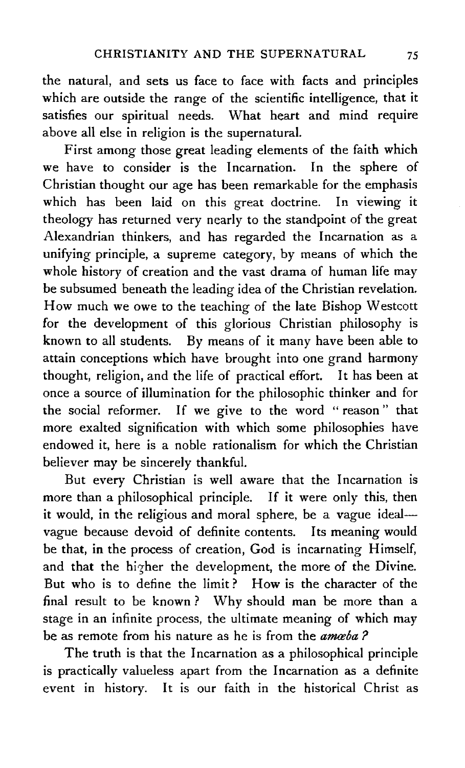the natural, and sets us face to face with facts and principles which are outside the range of the scientific intelligence, that it satisfies our spiritual needs. What heart and mind require above all else in religion is the supernatural.

First among those great leading elements of the faith which we have to consider is the Incarnation. In the sphere of Christian thought our age has been remarkable for the emphasis which has been laid on this great doctrine. In viewing it theology has returned very nearly to the standpoint of the great Alexandrian thinkers, and has regarded the Incarnation as a unifying principle, a supreme category, by means of which the whole history of creation and the vast drama of human life may be subsumed beneath the leading idea of the Christian revelation. How much we owe to the teaching of the late Bishop Westcott for the development of this glorious Christian philosophy is known to all students. By means of it many have been able to attain conceptions which have brought into one grand harmony thought, religion, and the life of practical effort. It has been at once a source of illumination for the philosophic thinker and for the social reformer. If we give to the word "reason" that more exalted signification with which some philosophies have endowed it, here is a noble rationalism for which the Christian believer may be sincerely thankful.

But every Christian is well aware that the Incarnation is more than a philosophical principle. If it were only this, then it would, in the religious and moral sphere, be a vague ideal—vague because devoid of definite contents. Its meaning would be that, in the process of creation, God is incarnating Himself, and that the higher the development, the more of the Divine. But who is to define the limit? How is the character of the final result to be known? Why should man be more than a stage in an infinite process, the ultimate meaning of which may be as remote from his nature as he is from the *amœba?*

The truth is that the Incarnation as a philosophical principle is practically valueless apart from the Incarnation as a definite event in history. It is our faith in the historical Christ as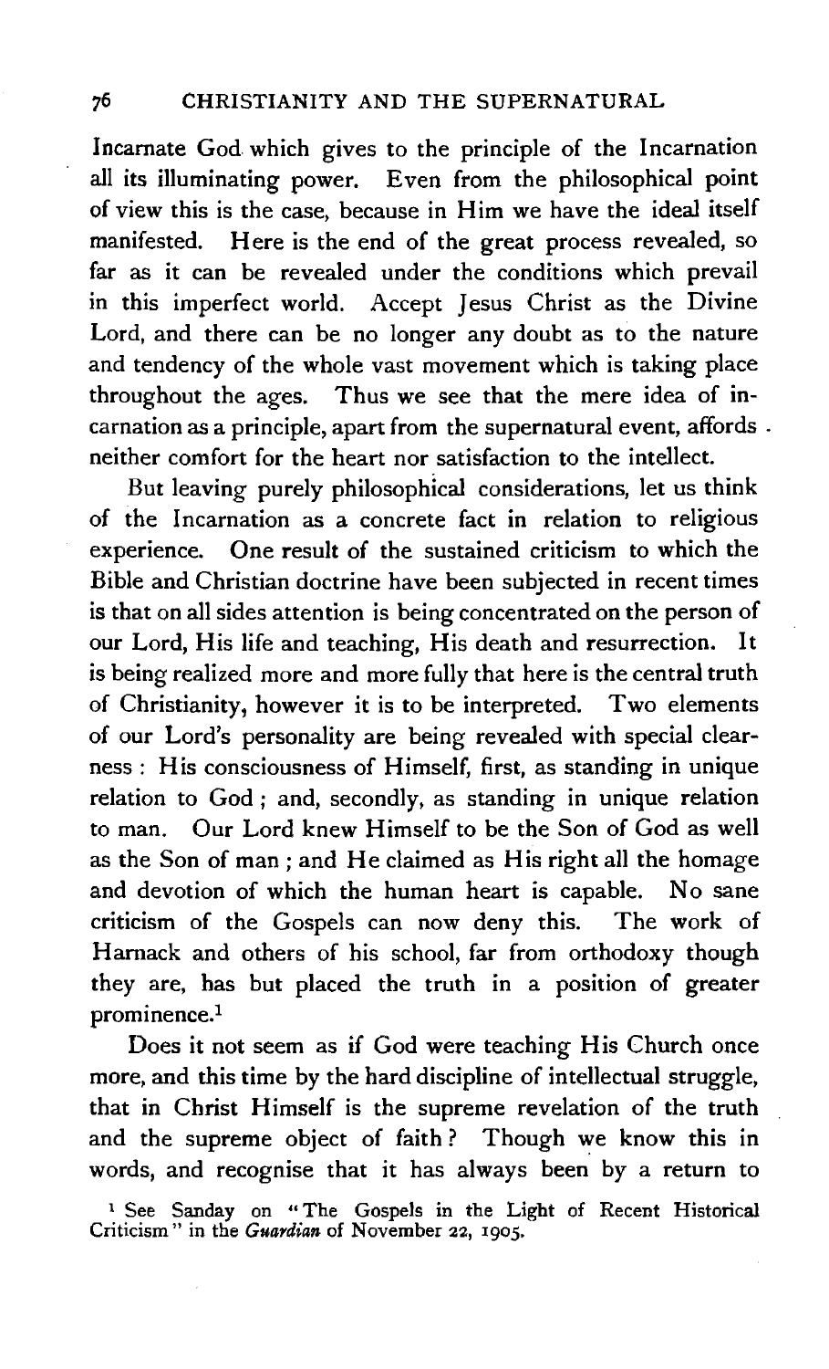Incarnate God which gives to the principle of the Incarnation all its illuminating power. Even from the philosophical point of view this is the case, because in Him we have the ideal itself manifested. Here is the end of the great process revealed, so far as it can be revealed under the conditions which prevail in this imperfect world. Accept Jesus Christ as the Divine Lord, and there can be no longer any doubt as to the nature and tendency of the whole vast movement which is taking place throughout the ages. Thus we see that the mere idea of incarnation as a principle, apart from the supernatural event, affords neither comfort for the heart nor satisfaction to the intellect.

But leaving purely philosophical considerations, let us think of the Incarnation as a concrete fact in relation to religious experience. One result of the sustained criticism to which the Bible and Christian doctrine have been subjected in recent times is that on all sides attention is being concentrated on the person of our Lord, His life and teaching, His death and resurrection. It is being realized more and more fully that here is the central truth of Christianity, however it is to be interpreted. Two elements of our Lord's personality are being revealed with special clearness: His consciousness of Himself, first, as standing in unique relation to God; and, secondly, as standing in unique relation to man. Our Lord knew Himself to be the Son of God as well as the Son of man; and He claimed as His right all the homage and devotion of which the human heart is capable. No sane criticism of the Gospels can now deny this. The work of Harnack and others of his school, far from orthodoxy though they are, has but placed the truth in a position of greater prominence.[1]

Does it not seem as if God were teaching His Church once more, and this time by the hard discipline of intellectual struggle, that in Christ Himself is the supreme revelation of the truth and the supreme object of faith? Though we know this in words, and recognise that it has always been by a return to

[1] See Sanday on "The Gospels in the Light of Recent Historical Criticism" in the *Guardian* of November 22, 1905.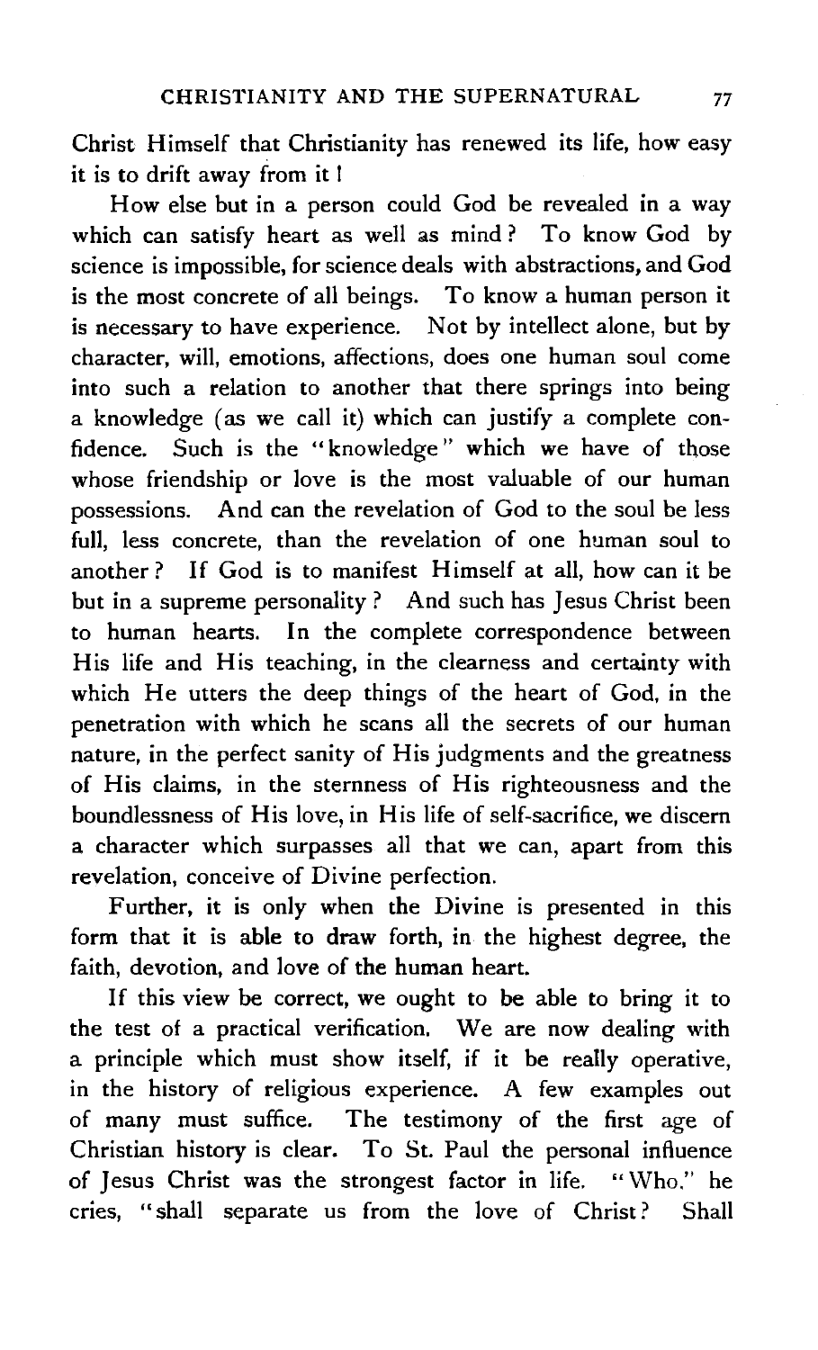Christ Himself that Christianity has renewed its life, how easy it is to drift away from it!

How else but in a person could God be revealed in a way which can satisfy heart as well as mind? To know God by science is impossible, for science deals with abstractions, and God is the most concrete of all beings. To know a human person it is necessary to have experience. Not by intellect alone, but by character, will, emotions, affections, does one human soul come into such a relation to another that there springs into being a knowledge (as we call it) which can justify a complete confidence. Such is the "knowledge" which we have of those whose friendship or love is the most valuable of our human possessions. And can the revelation of God to the soul be less full, less concrete, than the revelation of one human soul to another? If God is to manifest Himself at all, how can it be but in a supreme personality? And such has Jesus Christ been to human hearts. In the complete correspondence between His life and His teaching, in the clearness and certainty with which He utters the deep things of the heart of God, in the penetration with which he scans all the secrets of our human nature, in the perfect sanity of His judgments and the greatness of His claims, in the sternness of His righteousness and the boundlessness of His love, in His life of self-sacrifice, we discern a character which surpasses all that we can, apart from this revelation, conceive of Divine perfection.

Further, it is only when the Divine is presented in this form that it is able to draw forth, in the highest degree, the faith, devotion, and love of the human heart.

If this view be correct, we ought to be able to bring it to the test of a practical verification. We are now dealing with a principle which must show itself, if it be really operative, in the history of religious experience. A few examples out of many must suffice. The testimony of the first age of Christian history is clear. To St. Paul the personal influence of Jesus Christ was the strongest factor in life. "Who," he cries, "shall separate us from the love of Christ? Shall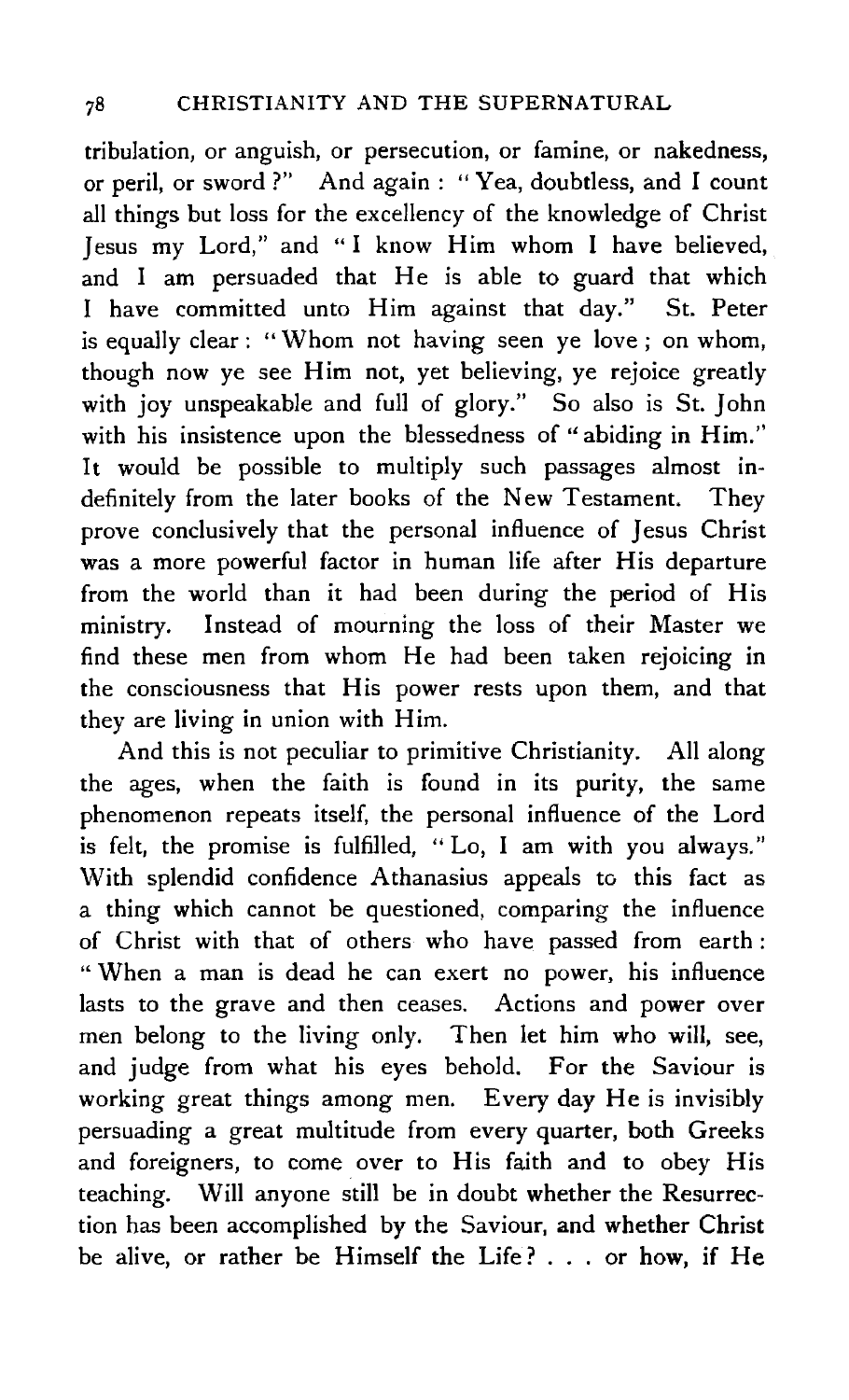tribulation, or anguish, or persecution, or famine, or nakedness, or peril, or sword?" And again: "Yea, doubtless, and I count all things but loss for the excellency of the knowledge of Christ Jesus my Lord," and "I know Him whom I have believed, and I am persuaded that He is able to guard that which I have committed unto Him against that day." St. Peter is equally clear: "Whom not having seen ye love; on whom, though now ye see Him not, yet believing, ye rejoice greatly with joy unspeakable and full of glory." So also is St. John with his insistence upon the blessedness of "abiding in Him." It would be possible to multiply such passages almost indefinitely from the later books of the New Testament. They prove conclusively that the personal influence of Jesus Christ was a more powerful factor in human life after His departure from the world than it had been during the period of His ministry. Instead of mourning the loss of their Master we find these men from whom He had been taken rejoicing in the consciousness that His power rests upon them, and that they are living in union with Him.

And this is not peculiar to primitive Christianity. All along the ages, when the faith is found in its purity, the same phenomenon repeats itself, the personal influence of the Lord is felt, the promise is fulfilled, "Lo, I am with you always." With splendid confidence Athanasius appeals to this fact as a thing which cannot be questioned, comparing the influence of Christ with that of others who have passed from earth: "When a man is dead he can exert no power, his influence lasts to the grave and then ceases. Actions and power over men belong to the living only. Then let him who will, see, and judge from what his eyes behold. For the Saviour is working great things among men. Every day He is invisibly persuading a great multitude from every quarter, both Greeks and foreigners, to come over to His faith and to obey His teaching. Will anyone still be in doubt whether the Resurrection has been accomplished by the Saviour, and whether Christ be alive, or rather be Himself the Life? . . . or how, if He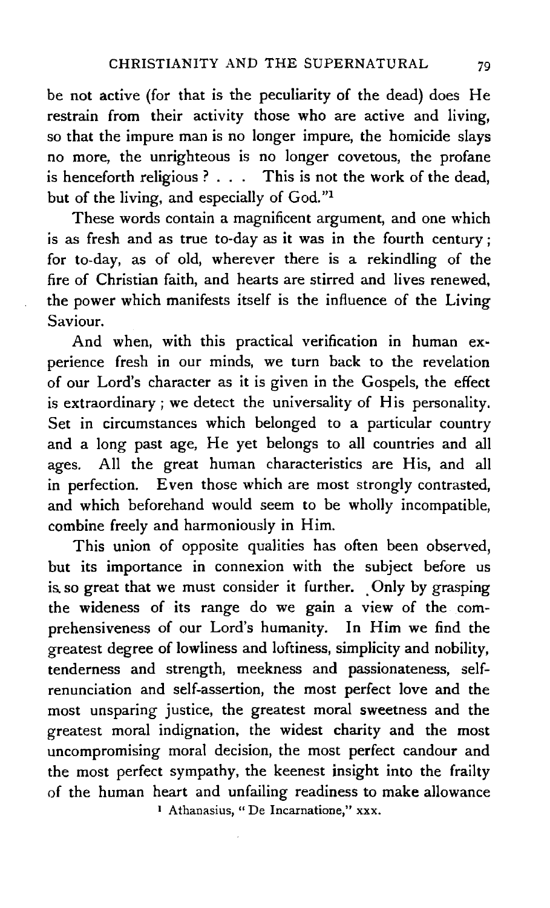be not active (for that is the peculiarity of the dead) does He restrain from their activity those who are active and living, so that the impure man is no longer impure, the homicide slays no more, the unrighteous is no longer covetous, the profane is henceforth religious? . . . This is not the work of the dead, but of the living, and especially of God."[1]

These words contain a magnificent argument, and one which is as fresh and as true to-day as it was in the fourth century; for to-day, as of old, wherever there is a rekindling of the fire of Christian faith, and hearts are stirred and lives renewed, the power which manifests itself is the influence of the Living Saviour.

And when, with this practical verification in human experience fresh in our minds, we turn back to the revelation of our Lord's character as it is given in the Gospels, the effect is extraordinary; we detect the universality of His personality. Set in circumstances which belonged to a particular country and a long past age, He yet belongs to all countries and all ages. All the great human characteristics are His, and all in perfection. Even those which are most strongly contrasted, and which beforehand would seem to be wholly incompatible, combine freely and harmoniously in Him.

This union of opposite qualities has often been observed, but its importance in connexion with the subject before us is so great that we must consider it further. Only by grasping the wideness of its range do we gain a view of the comprehensiveness of our Lord's humanity. In Him we find the greatest degree of lowliness and loftiness, simplicity and nobility, tenderness and strength, meekness and passionateness, self-renunciation and self-assertion, the most perfect love and the most unsparing justice, the greatest moral sweetness and the greatest moral indignation, the widest charity and the most uncompromising moral decision, the most perfect candour and the most perfect sympathy, the keenest insight into the frailty of the human heart and unfailing readiness to make allowance

[1] Athanasius, "De Incarnatione," xxx.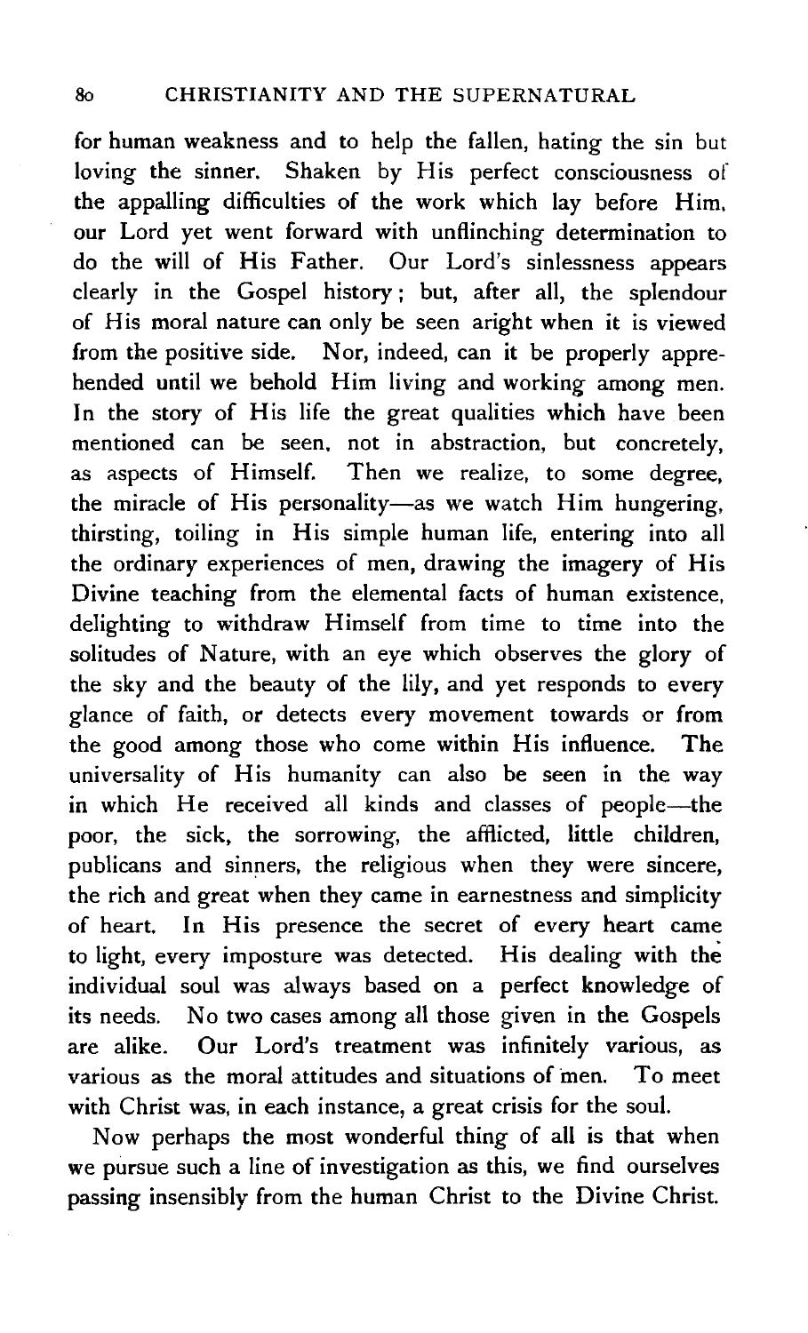for human weakness and to help the fallen, hating the sin but loving the sinner. Shaken by His perfect consciousness of the appalling difficulties of the work which lay before Him, our Lord yet went forward with unflinching determination to do the will of His Father. Our Lord's sinlessness appears clearly in the Gospel history; but, after all, the splendour of His moral nature can only be seen aright when it is viewed from the positive side. Nor, indeed, can it be properly apprehended until we behold Him living and working among men. In the story of His life the great qualities which have been mentioned can be seen, not in abstraction, but concretely, as aspects of Himself. Then we realize, to some degree, the miracle of His personality—as we watch Him hungering, thirsting, toiling in His simple human life, entering into all the ordinary experiences of men, drawing the imagery of His Divine teaching from the elemental facts of human existence, delighting to withdraw Himself from time to time into the solitudes of Nature, with an eye which observes the glory of the sky and the beauty of the lily, and yet responds to every glance of faith, or detects every movement towards or from the good among those who come within His influence. The universality of His humanity can also be seen in the way in which He received all kinds and classes of people—the poor, the sick, the sorrowing, the afflicted, little children, publicans and sinners, the religious when they were sincere, the rich and great when they came in earnestness and simplicity of heart. In His presence the secret of every heart came to light, every imposture was detected. His dealing with the individual soul was always based on a perfect knowledge of its needs. No two cases among all those given in the Gospels are alike. Our Lord's treatment was infinitely various, as various as the moral attitudes and situations of men. To meet with Christ was, in each instance, a great crisis for the soul.

Now perhaps the most wonderful thing of all is that when we pursue such a line of investigation as this, we find ourselves passing insensibly from the human Christ to the Divine Christ.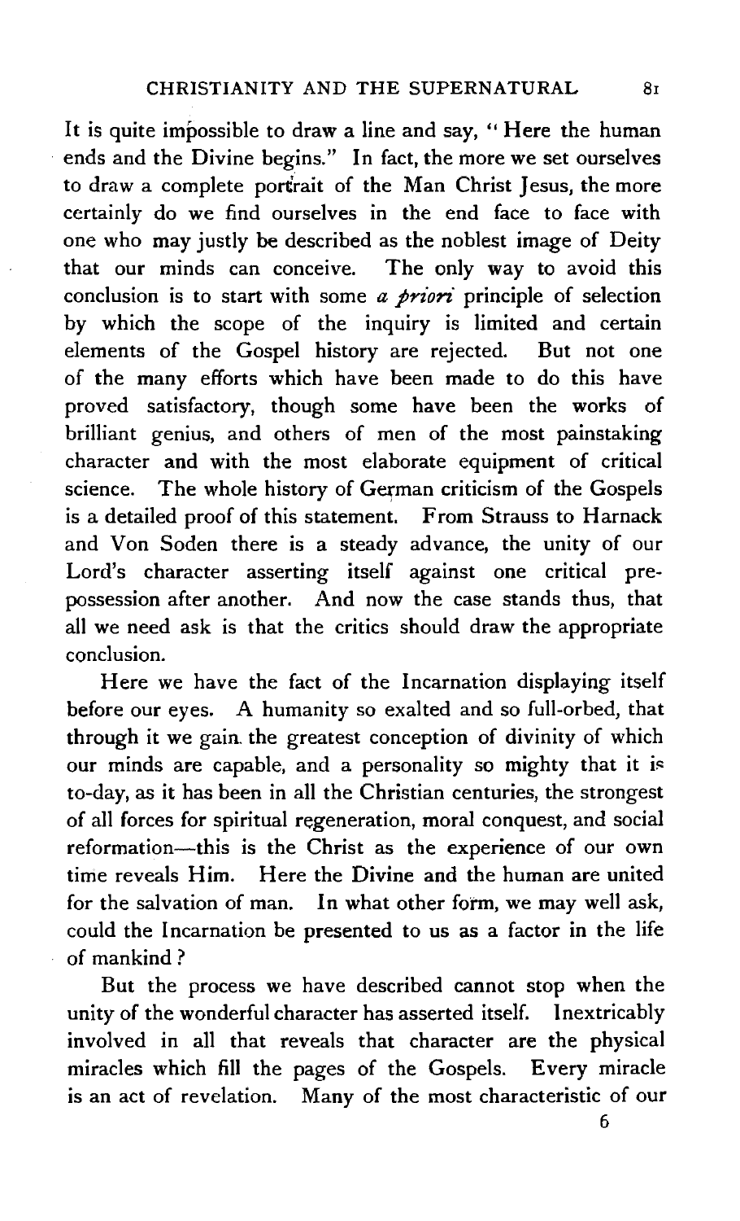It is quite impossible to draw a line and say, "Here the human ends and the Divine begins." In fact, the more we set ourselves to draw a complete portrait of the Man Christ Jesus, the more certainly do we find ourselves in the end face to face with one who may justly be described as the noblest image of Deity that our minds can conceive. The only way to avoid this conclusion is to start with some *a priori* principle of selection by which the scope of the inquiry is limited and certain elements of the Gospel history are rejected. But not one of the many efforts which have been made to do this have proved satisfactory, though some have been the works of brilliant genius, and others of men of the most painstaking character and with the most elaborate equipment of critical science. The whole history of German criticism of the Gospels is a detailed proof of this statement. From Strauss to Harnack and Von Soden there is a steady advance, the unity of our Lord's character asserting itself against one critical prepossession after another. And now the case stands thus, that all we need ask is that the critics should draw the appropriate conclusion.

Here we have the fact of the Incarnation displaying itself before our eyes. A humanity so exalted and so full-orbed, that through it we gain the greatest conception of divinity of which our minds are capable, and a personality so mighty that it is to-day, as it has been in all the Christian centuries, the strongest of all forces for spiritual regeneration, moral conquest, and social reformation—this is the Christ as the experience of our own time reveals Him. Here the Divine and the human are united for the salvation of man. In what other form, we may well ask, could the Incarnation be presented to us as a factor in the life of mankind?

But the process we have described cannot stop when the unity of the wonderful character has asserted itself. Inextricably involved in all that reveals that character are the physical miracles which fill the pages of the Gospels. Every miracle is an act of revelation. Many of the most characteristic of our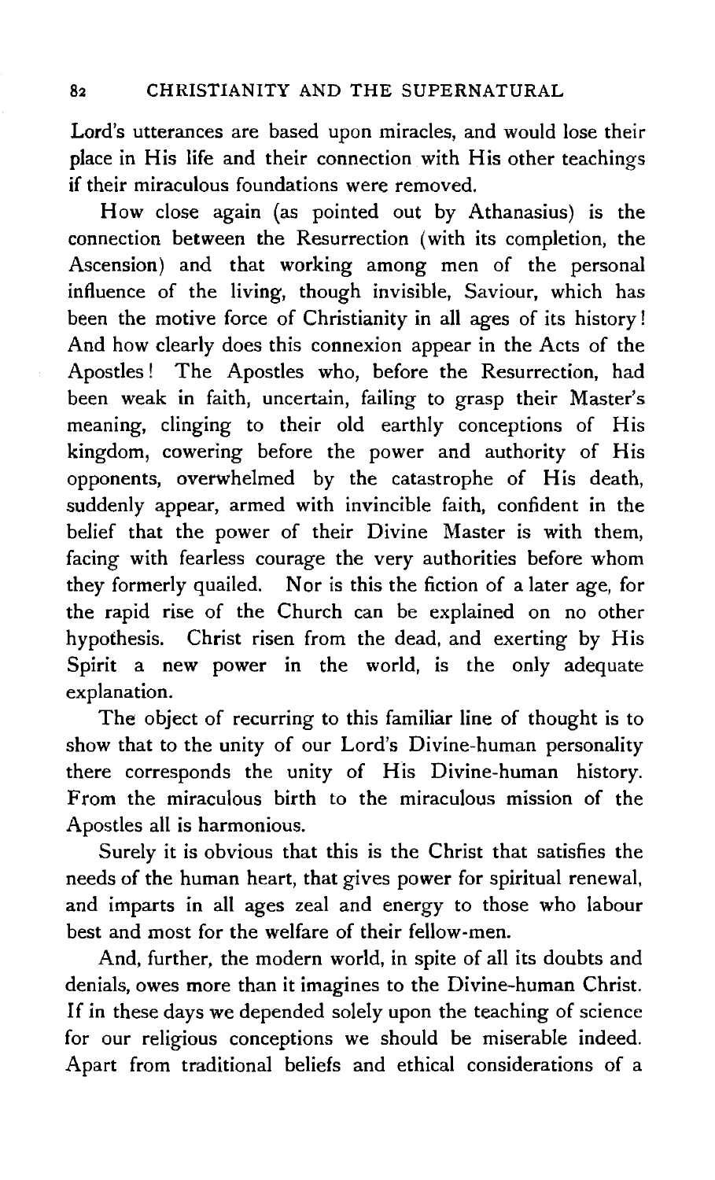Lord's utterances are based upon miracles, and would lose their place in His life and their connection with His other teachings if their miraculous foundations were removed.

How close again (as pointed out by Athanasius) is the connection between the Resurrection (with its completion, the Ascension) and that working among men of the personal influence of the living, though invisible, Saviour, which has been the motive force of Christianity in all ages of its history! And how clearly does this connexion appear in the Acts of the Apostles! The Apostles who, before the Resurrection, had been weak in faith, uncertain, failing to grasp their Master's meaning, clinging to their old earthly conceptions of His kingdom, cowering before the power and authority of His opponents, overwhelmed by the catastrophe of His death, suddenly appear, armed with invincible faith, confident in the belief that the power of their Divine Master is with them, facing with fearless courage the very authorities before whom they formerly quailed. Nor is this the fiction of a later age, for the rapid rise of the Church can be explained on no other hypothesis. Christ risen from the dead, and exerting by His Spirit a new power in the world, is the only adequate explanation.

The object of recurring to this familiar line of thought is to show that to the unity of our Lord's Divine-human personality there corresponds the unity of His Divine-human history. From the miraculous birth to the miraculous mission of the Apostles all is harmonious.

Surely it is obvious that this is the Christ that satisfies the needs of the human heart, that gives power for spiritual renewal, and imparts in all ages zeal and energy to those who labour best and most for the welfare of their fellow-men.

And, further, the modern world, in spite of all its doubts and denials, owes more than it imagines to the Divine-human Christ. If in these days we depended solely upon the teaching of science for our religious conceptions we should be miserable indeed. Apart from traditional beliefs and ethical considerations of a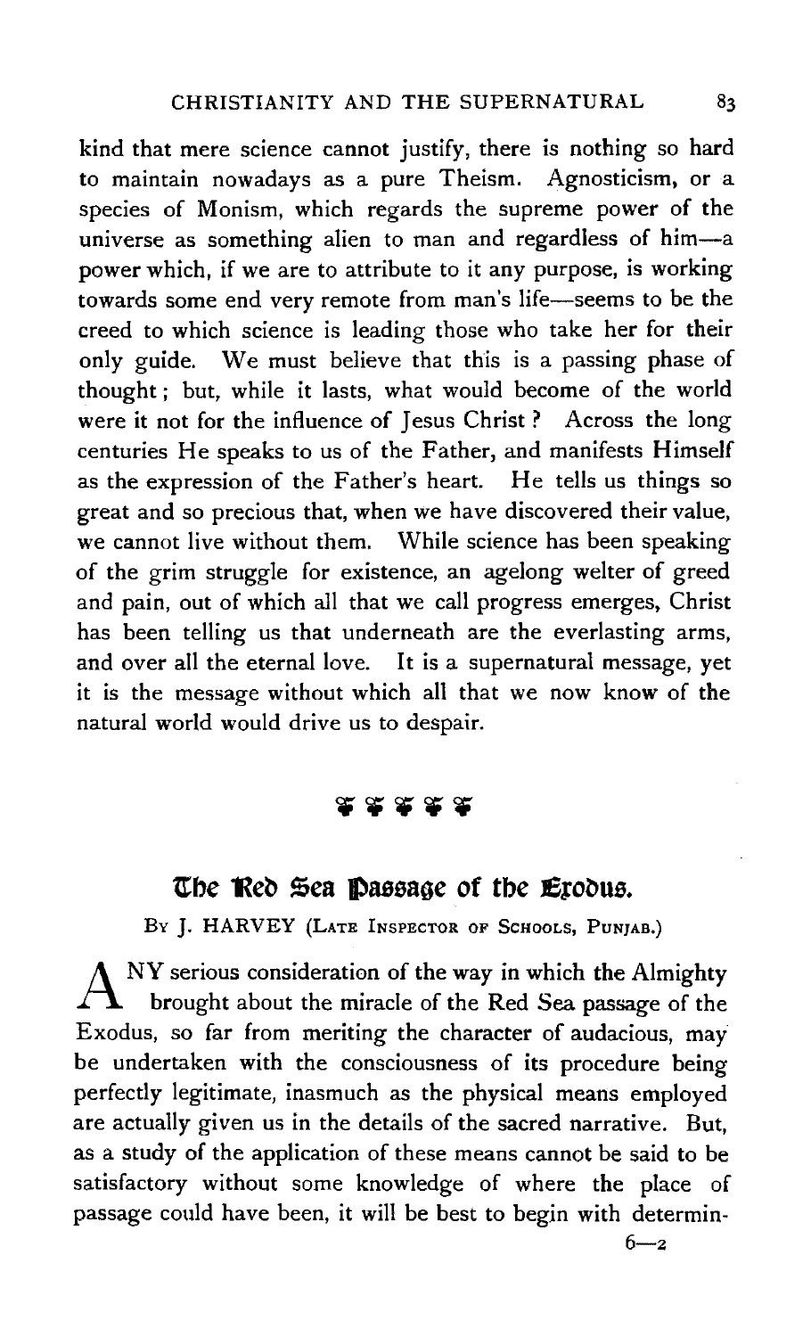kind that mere science cannot justify, there is nothing so hard to maintain nowadays as a pure Theism. Agnosticism, or a species of Monism, which regards the supreme power of the universe as something alien to man and regardless of him—a power which, if we are to attribute to it any purpose, is working towards some end very remote from man's life—seems to be the creed to which science is leading those who take her for their only guide. We must believe that this is a passing phase of thought; but, while it lasts, what would become of the world were it not for the influence of Jesus Christ? Across the long centuries He speaks to us of the Father, and manifests Himself as the expression of the Father's heart. He tells us things so great and so precious that, when we have discovered their value, we cannot live without them. While science has been speaking of the grim struggle for existence, an agelong welter of greed and pain, out of which all that we call progress emerges, Christ has been telling us that underneath are the everlasting arms, and over all the eternal love. It is a supernatural message, yet it is the message without which all that we now know of the natural world would drive us to despair.

## The Red Sea Passage of the Exodus.

By J. HARVEY (Late Inspector of Schools, Punjab.)

ANY serious consideration of the way in which the Almighty brought about the miracle of the Red Sea passage of the Exodus, so far from meriting the character of audacious, may be undertaken with the consciousness of its procedure being perfectly legitimate, inasmuch as the physical means employed are actually given us in the details of the sacred narrative. But, as a study of the application of these means cannot be said to be satisfactory without some knowledge of where the place of passage could have been, it will be best to begin with determin-

6—2